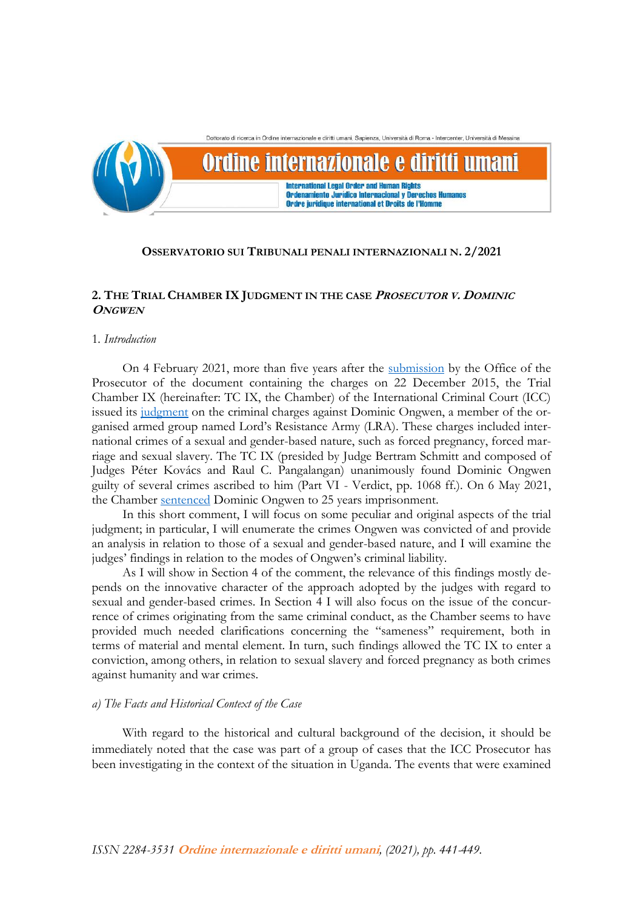**OSSERVATORIO SUI TRIBUNALI PENALI INTERNAZIONALI N. 2/2021**

## 2. THE TRIAL CHAMBER IX JUDGMENT IN THE CASE *PROSECUTOR V. DOMINIC ONGWEN*

### 1. *Introduction*

On 4 February 2021, more than five years after the submission by the Office of the Prosecutor of the document containing the charges on 22 December 2015, the Trial Chamber IX (hereinafter: TC IX, the Chamber) of the International Criminal Court (ICC) issued its judgment on the criminal charges against Dominic Ongwen, a member of the organised armed group named Lord's Resistance Army (LRA). These charges included international crimes of a sexual and gender-based nature, such as forced pregnancy, forced marriage and sexual slavery. The TC IX (presided by Judge Bertram Schmitt and composed of Judges Péter Kovács and Raul C. Pangalangan) unanimously found Dominic Ongwen guilty of several crimes ascribed to him (Part VI - Verdict, pp. 1068 ff.). On 6 May 2021, the Chamber sentenced Dominic Ongwen to 25 years imprisonment.

In this short comment, I will focus on some peculiar and original aspects of the trial judgment; in particular, I will enumerate the crimes Ongwen was convicted of and provide an analysis in relation to those of a sexual and gender-based nature, and I will examine the judges' findings in relation to the modes of Ongwen's criminal liability.

As I will show in Section 4 of the comment, the relevance of this findings mostly depends on the innovative character of the approach adopted by the judges with regard to sexual and gender-based crimes. In Section 4 I will also focus on the issue of the concurrence of crimes originating from the same criminal conduct, as the Chamber seems to have provided much needed clarifications concerning the "sameness" requirement, both in terms of material and mental element. In turn, such findings allowed the TC IX to enter a conviction, among others, in relation to sexual slavery and forced pregnancy as both crimes against humanity and war crimes.

#### *a) The Facts and Historical Context of the Case*

With regard to the historical and cultural background of the decision, it should be immediately noted that the case was part of a group of cases that the ICC Prosecutor has been investigating in the context of the situation in Uganda. The events that were examined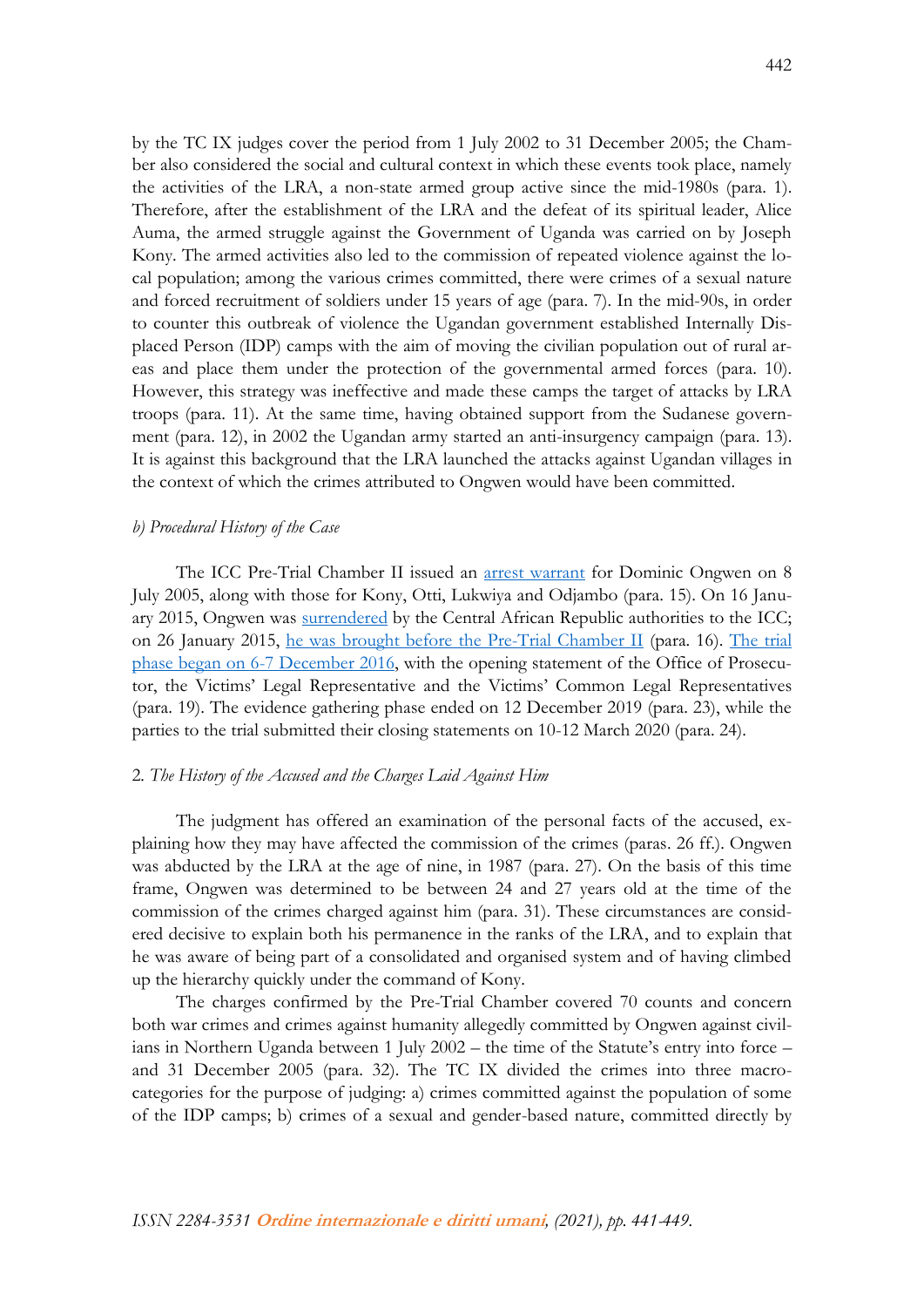by the TC IX judges cover the period from 1 July 2002 to 31 December 2005; the Chamber also considered the social and cultural context in which these events took place, namely the activities of the LRA, a non-state armed group active since the mid-1980s (para. 1). Therefore, after the establishment of the LRA and the defeat of its spiritual leader, Alice Auma, the armed struggle against the Government of Uganda was carried on by Joseph Kony. The armed activities also led to the commission of repeated violence against the local population; among the various crimes committed, there were crimes of a sexual nature and forced recruitment of soldiers under 15 years of age (para. 7). In the mid-90s, in order to counter this outbreak of violence the Ugandan government established Internally Displaced Person (IDP) camps with the aim of moving the civilian population out of rural areas and place them under the protection of the governmental armed forces (para. 10). However, this strategy was ineffective and made these camps the target of attacks by LRA troops (para. 11). At the same time, having obtained support from the Sudanese government (para. 12), in 2002 the Ugandan army started an anti-insurgency campaign (para. 13). It is against this background that the LRA launched the attacks against Ugandan villages in the context of which the crimes attributed to Ongwen would have been committed.

### *b) Procedural History of the Case*

The ICC Pre-Trial Chamber II issued an arrest warrant for Dominic Ongwen on 8 July 2005, along with those for Kony, Otti, Lukwiya and Odjambo (para. 15). On 16 January 2015, Ongwen was surrendered by the Central African Republic authorities to the ICC; on 26 January 2015, he was brought before the Pre-Trial Chamber II (para. 16). The trial phase began on 6-7 December 2016, with the opening statement of the Office of Prosecutor, the Victims' Legal Representative and the Victims' Common Legal Representatives (para. 19). The evidence gathering phase ended on 12 December 2019 (para. 23), while the parties to the trial submitted their closing statements on 10-12 March 2020 (para. 24).

## 2. *The History of the Accused and the Charges Laid Against Him*

The judgment has offered an examination of the personal facts of the accused, explaining how they may have affected the commission of the crimes (paras. 26 ff.). Ongwen was abducted by the LRA at the age of nine, in 1987 (para. 27). On the basis of this time frame, Ongwen was determined to be between 24 and 27 years old at the time of the commission of the crimes charged against him (para. 31). These circumstances are considered decisive to explain both his permanence in the ranks of the LRA, and to explain that he was aware of being part of a consolidated and organised system and of having climbed up the hierarchy quickly under the command of Kony.

The charges confirmed by the Pre-Trial Chamber covered 70 counts and concern both war crimes and crimes against humanity allegedly committed by Ongwen against civilians in Northern Uganda between 1 July 2002 – the time of the Statute's entry into force – and 31 December 2005 (para. 32). The TC IX divided the crimes into three macro-categories for the purpose of judging: a) crimes committed against the population of some of the IDP camps; b) crimes of a sexual and gender-based nature, committed directly by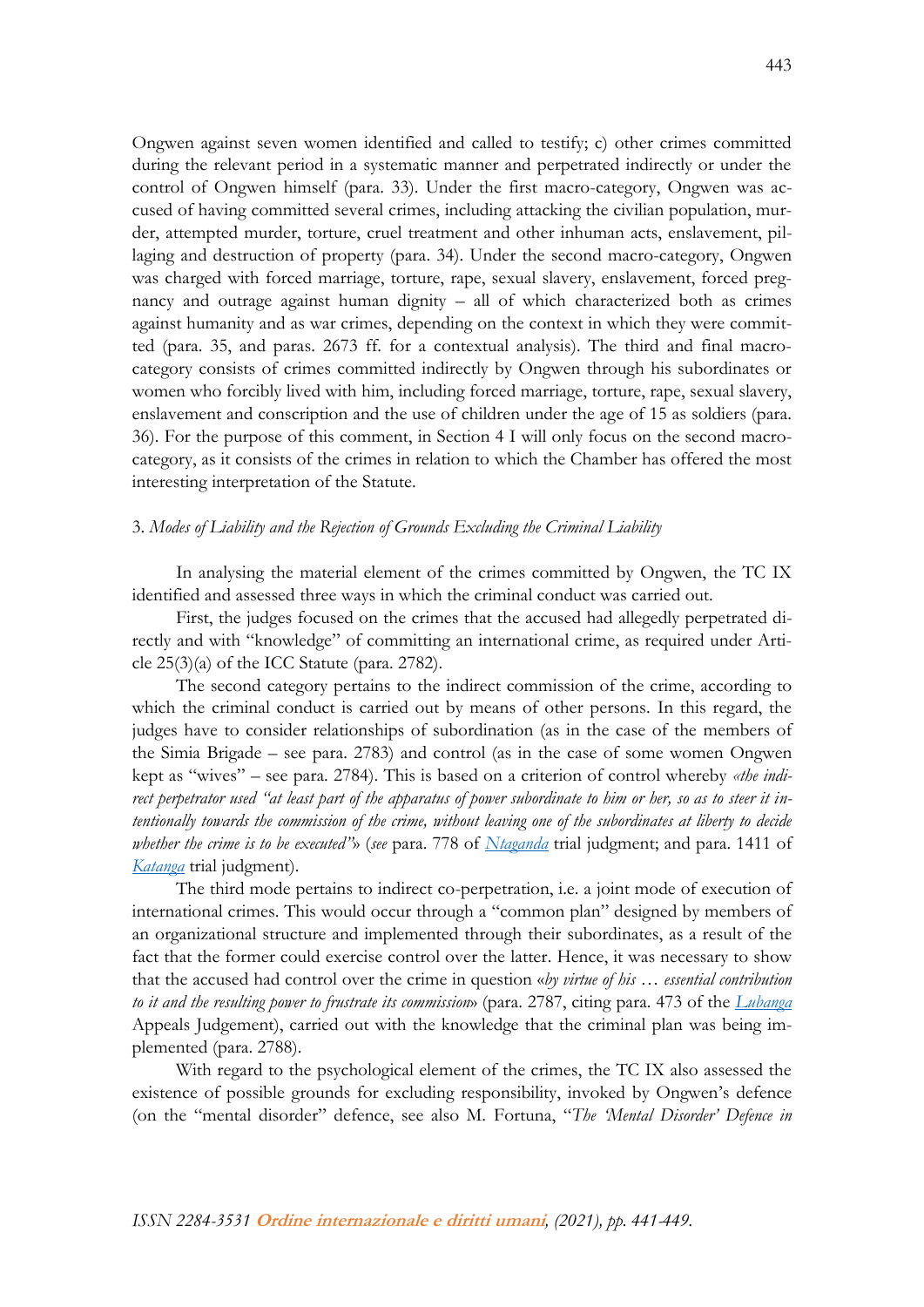Ongwen against seven women identified and called to testify; c) other crimes committed during the relevant period in a systematic manner and perpetrated indirectly or under the control of Ongwen himself (para. 33). Under the first macro-category, Ongwen was accused of having committed several crimes, including attacking the civilian population, murder, attempted murder, torture, cruel treatment and other inhuman acts, enslavement, pillaging and destruction of property (para. 34). Under the second macro-category, Ongwen was charged with forced marriage, torture, rape, sexual slavery, enslavement, forced pregnancy and outrage against human dignity – all of which characterized both as crimes against humanity and as war crimes, depending on the context in which they were committed (para. 35, and paras. 2673 ff. for a contextual analysis). The third and final macro-category consists of crimes committed indirectly by Ongwen through his subordinates or women who forcibly lived with him, including forced marriage, torture, rape, sexual slavery, enslavement and conscription and the use of children under the age of 15 as soldiers (para. 36). For the purpose of this comment, in Section 4 I will only focus on the second macro-category, as it consists of the crimes in relation to which the Chamber has offered the most interesting interpretation of the Statute.

### 3. *Modes of Liability and the Rejection of Grounds Excluding the Criminal Liability*

In analysing the material element of the crimes committed by Ongwen, the TC IX identified and assessed three ways in which the criminal conduct was carried out.

First, the judges focused on the crimes that the accused had allegedly perpetrated directly and with "knowledge" of committing an international crime, as required under Article 25(3)(a) of the ICC Statute (para. 2782).

The second category pertains to the indirect commission of the crime, according to which the criminal conduct is carried out by means of other persons. In this regard, the judges have to consider relationships of subordination (as in the case of the members of the Sinia Brigade – see para. 2783) and control (as in the case of some women Ongwen kept as "wives" – see para. 2784). This is based on a criterion of control whereby «*the indirect perpetrator used "at least part of the apparatus of power subordinate to him or her, so as to steer it intentionally towards the commission of the crime, without leaving one of the subordinates at liberty to decide whether the crime is to be executed"*» (*see* para. 778 of *Ntaganda* trial judgment; and para. 1411 of *Katanga* trial judgment).

The third mode pertains to indirect co-perpetration, i.e. a joint mode of execution of international crimes. This would occur through a "common plan" designed by members of an organizational structure and implemented through their subordinates, as a result of the fact that the former could exercise control over the latter. Hence, it was necessary to show that the accused had control over the crime in question «*by virtue of his … essential contribution to it and the resulting power to frustrate its commission*» (para. 2787, citing para. 473 of the *Lubanga* Appeals Judgement), carried out with the knowledge that the criminal plan was being implemented (para. 2788).

With regard to the psychological element of the crimes, the TC IX also assessed the existence of possible grounds for excluding responsibility, invoked by Ongwen's defence (on the "mental disorder" defence, see also M. Fortuna, "*The 'Mental Disorder' Defence in*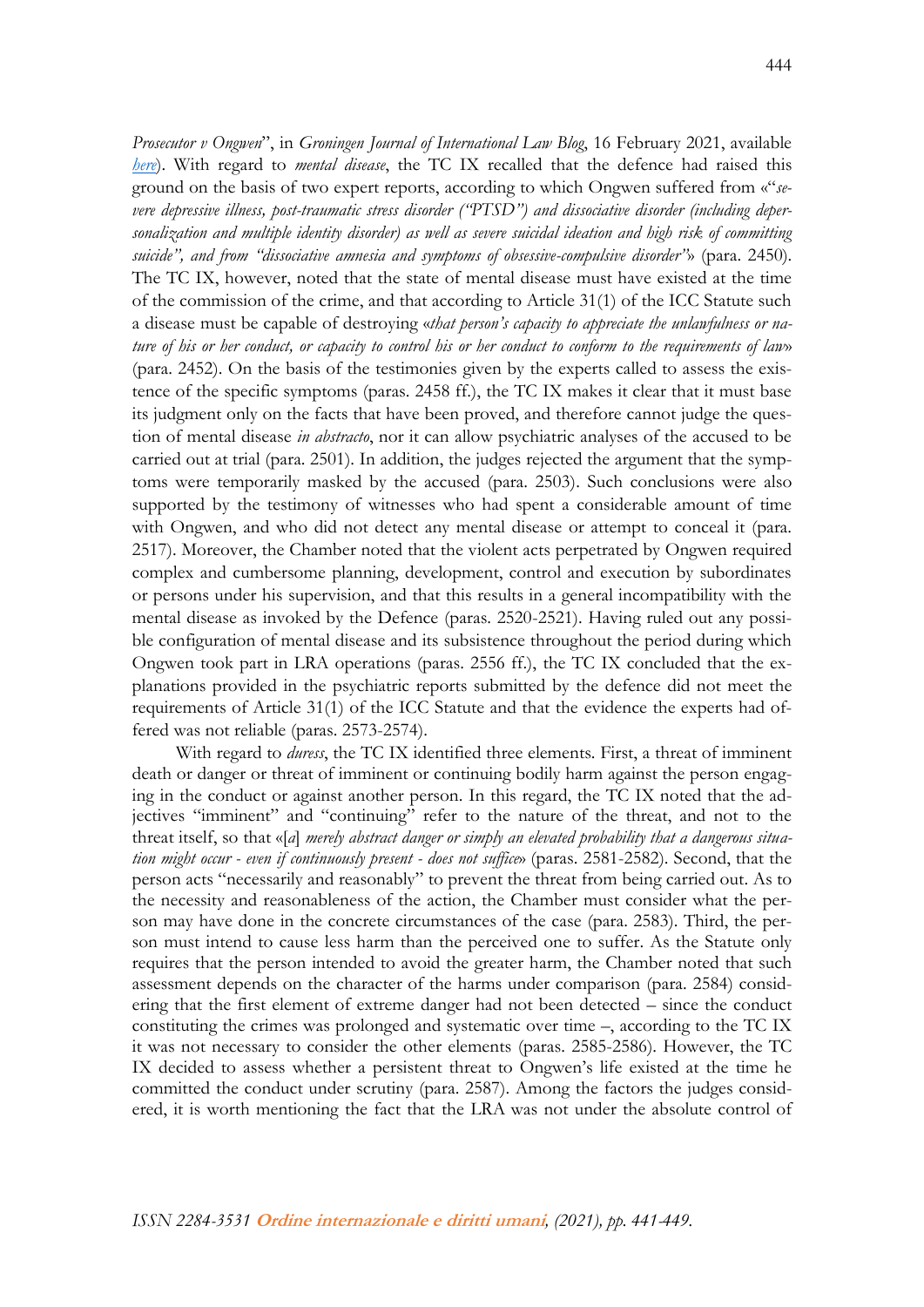*Prosecutor v Ongwen*", in *Groningen Journal of International Law Blog*, 16 February 2021, available [*here*]). With regard to *mental disease*, the TC IX recalled that the defence had raised this ground on the basis of two expert reports, according to which Ongwen suffered from «"*severe depressive illness, post-traumatic stress disorder ("PTSD") and dissociative disorder (including depersonalization and multiple identity disorder) as well as severe suicidal ideation and high risk of committing suicide", and from "dissociative amnesia and symptoms of obsessive-compulsive disorder"*» (para. 2450). The TC IX, however, noted that the state of mental disease must have existed at the time of the commission of the crime, and that according to Article 31(1) of the ICC Statute such a disease must be capable of destroying «*that person's capacity to appreciate the unlawfulness or nature of his or her conduct, or capacity to control his or her conduct to conform to the requirements of law*» (para. 2452). On the basis of the testimonies given by the experts called to assess the existence of the specific symptoms (paras. 2458 ff.), the TC IX makes it clear that it must base its judgment only on the facts that have been proved, and therefore cannot judge the question of mental disease *in abstracto*, nor it can allow psychiatric analyses of the accused to be carried out at trial (para. 2501). In addition, the judges rejected the argument that the symptoms were temporarily masked by the accused (para. 2503). Such conclusions were also supported by the testimony of witnesses who had spent a considerable amount of time with Ongwen, and who did not detect any mental disease or attempt to conceal it (para. 2517). Moreover, the Chamber noted that the violent acts perpetrated by Ongwen required complex and cumbersome planning, development, control and execution by subordinates or persons under his supervision, and that this results in a general incompatibility with the mental disease as invoked by the Defence (paras. 2520-2521). Having ruled out any possible configuration of mental disease and its subsistence throughout the period during which Ongwen took part in LRA operations (paras. 2556 ff.), the TC IX concluded that the explanations provided in the psychiatric reports submitted by the defence did not meet the requirements of Article 31(1) of the ICC Statute and that the evidence the experts had offered was not reliable (paras. 2573-2574).

With regard to *duress*, the TC IX identified three elements. First, a threat of imminent death or danger or threat of imminent or continuing bodily harm against the person engaging in the conduct or against another person. In this regard, the TC IX noted that the adjectives "imminent" and "continuing" refer to the nature of the threat, and not to the threat itself, so that «[*a*] *merely abstract danger or simply an elevated probability that a dangerous situation might occur - even if continuously present - does not suffice*» (paras. 2581-2582). Second, that the person acts "necessarily and reasonably" to prevent the threat from being carried out. As to the necessity and reasonableness of the action, the Chamber must consider what the person may have done in the concrete circumstances of the case (para. 2583). Third, the person must intend to cause less harm than the perceived one to suffer. As the Statute only requires that the person intended to avoid the greater harm, the Chamber noted that such assessment depends on the character of the harms under comparison (para. 2584) considering that the first element of extreme danger had not been detected – since the conduct constituting the crimes was prolonged and systematic over time –, according to the TC IX it was not necessary to consider the other elements (paras. 2585-2586). However, the TC IX decided to assess whether a persistent threat to Ongwen's life existed at the time he committed the conduct under scrutiny (para. 2587). Among the factors the judges considered, it is worth mentioning the fact that the LRA was not under the absolute control of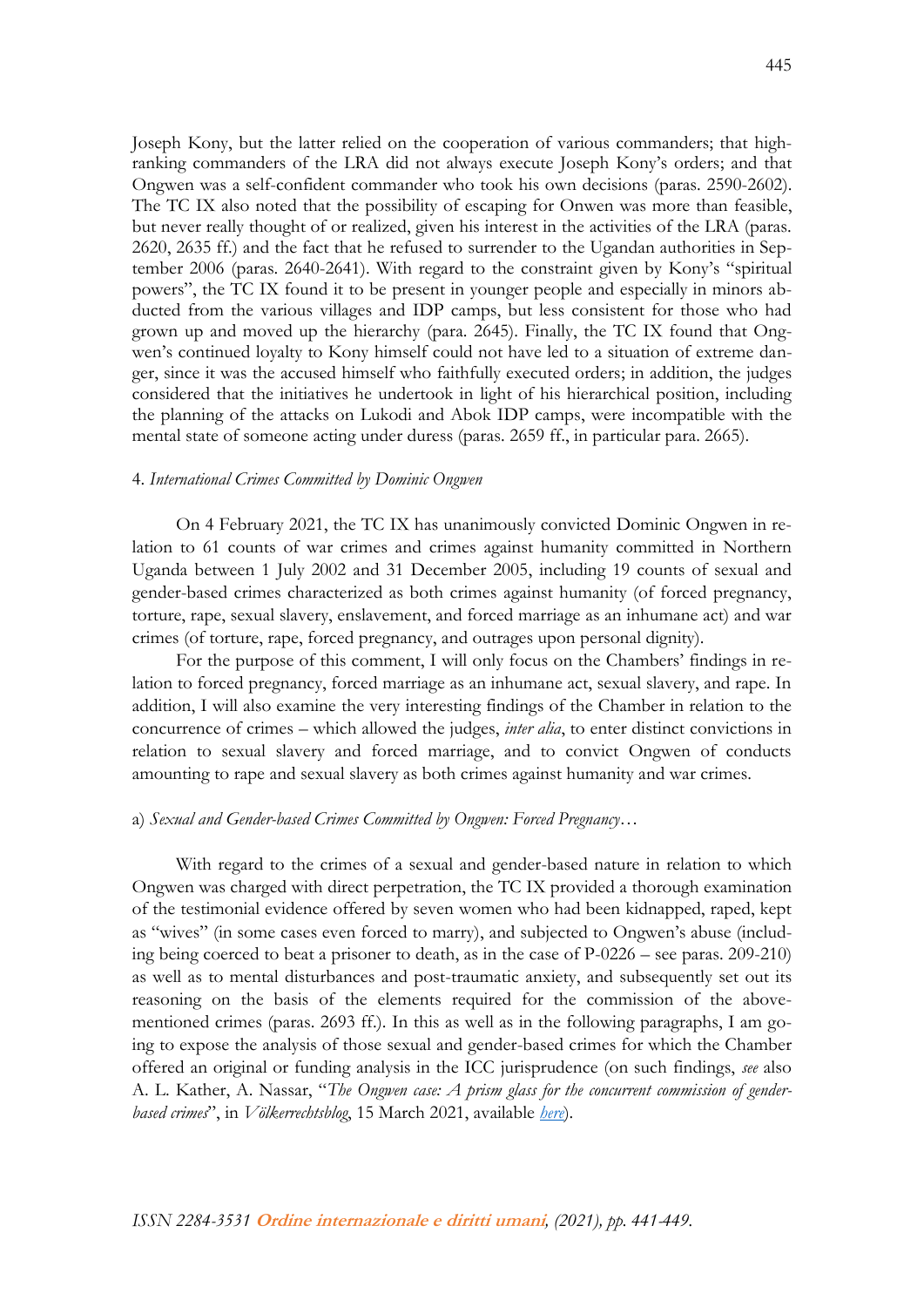Joseph Kony, but the latter relied on the cooperation of various commanders; that high-ranking commanders of the LRA did not always execute Joseph Kony's orders; and that Ongwen was a self-confident commander who took his own decisions (paras. 2590-2602). The TC IX also noted that the possibility of escaping for Onwen was more than feasible, but never really thought of or realized, given his interest in the activities of the LRA (paras. 2620, 2635 ff.) and the fact that he refused to surrender to the Ugandan authorities in September 2006 (paras. 2640-2641). With regard to the constraint given by Kony's "spiritual powers", the TC IX found it to be present in younger people and especially in minors abducted from the various villages and IDP camps, but less consistent for those who had grown up and moved up the hierarchy (para. 2645). Finally, the TC IX found that Ongwen's continued loyalty to Kony himself could not have led to a situation of extreme danger, since it was the accused himself who faithfully executed orders; in addition, the judges considered that the initiatives he undertook in light of his hierarchical position, including the planning of the attacks on Lukodi and Abok IDP camps, were incompatible with the mental state of someone acting under duress (paras. 2659 ff., in particular para. 2665).

#### 4. *International Crimes Committed by Dominic Ongwen*

On 4 February 2021, the TC IX has unanimously convicted Dominic Ongwen in relation to 61 counts of war crimes and crimes against humanity committed in Northern Uganda between 1 July 2002 and 31 December 2005, including 19 counts of sexual and gender-based crimes characterized as both crimes against humanity (of forced pregnancy, torture, rape, sexual slavery, enslavement, and forced marriage as an inhumane act) and war crimes (of torture, rape, forced pregnancy, and outrages upon personal dignity).

For the purpose of this comment, I will only focus on the Chambers' findings in relation to forced pregnancy, forced marriage as an inhumane act, sexual slavery, and rape. In addition, I will also examine the very interesting findings of the Chamber in relation to the concurrence of crimes – which allowed the judges, *inter alia*, to enter distinct convictions in relation to sexual slavery and forced marriage, and to convict Ongwen of conducts amounting to rape and sexual slavery as both crimes against humanity and war crimes.

##### a) *Sexual and Gender-based Crimes Committed by Ongwen: Forced Pregnancy…*

With regard to the crimes of a sexual and gender-based nature in relation to which Ongwen was charged with direct perpetration, the TC IX provided a thorough examination of the testimonial evidence offered by seven women who had been kidnapped, raped, kept as "wives" (in some cases even forced to marry), and subjected to Ongwen's abuse (including being coerced to beat a prisoner to death, as in the case of P-0226 – see paras. 209-210) as well as to mental disturbances and post-traumatic anxiety, and subsequently set out its reasoning on the basis of the elements required for the commission of the above-mentioned crimes (paras. 2693 ff.). In this as well as in the following paragraphs, I am going to expose the analysis of those sexual and gender-based crimes for which the Chamber offered an original or funding analysis in the ICC jurisprudence (on such findings, *see* also A. L. Kather, A. Nassar, "*The Ongwen case: A prism glass for the concurrent commission of gender-based crimes*", in *Völkerrechtsblog*, 15 March 2021, available *here*).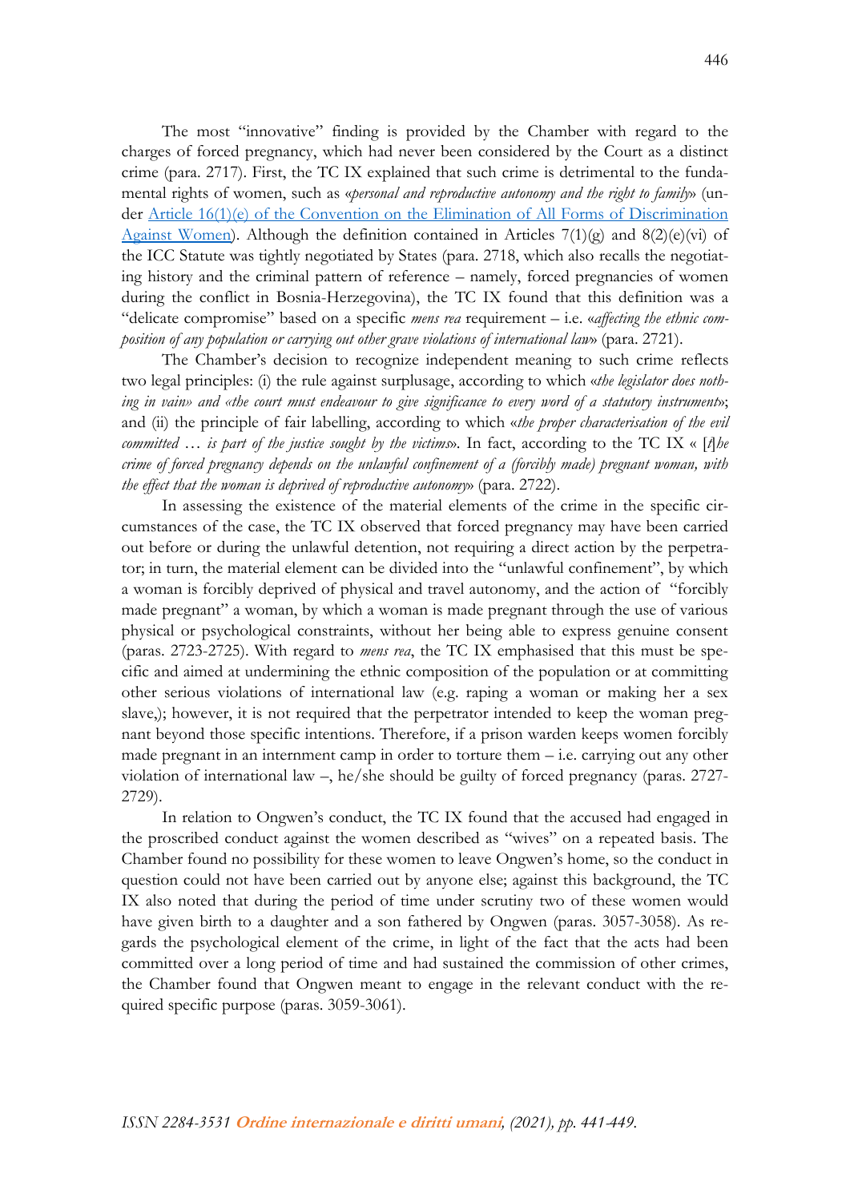The most "innovative" finding is provided by the Chamber with regard to the charges of forced pregnancy, which had never been considered by the Court as a distinct crime (para. 2717). First, the TC IX explained that such crime is detrimental to the fundamental rights of women, such as «*personal and reproductive autonomy and the right to family*» (under [Article 16(1)(e) of the Convention on the Elimination of All Forms of Discrimination Against Women]). Although the definition contained in Articles 7(1)(g) and 8(2)(e)(vi) of the ICC Statute was tightly negotiated by States (para. 2718, which also recalls the negotiating history and the criminal pattern of reference – namely, forced pregnancies of women during the conflict in Bosnia-Herzegovina), the TC IX found that this definition was a "delicate compromise" based on a specific *mens rea* requirement – i.e. «*affecting the ethnic composition of any population or carrying out other grave violations of international law*» (para. 2721).

The Chamber's decision to recognize independent meaning to such crime reflects two legal principles: (i) the rule against surplusage, according to which «*the legislator does nothing in vain*» and «*the court must endeavour to give significance to every word of a statutory instrument*»; and (ii) the principle of fair labelling, according to which «*the proper characterisation of the evil committed … is part of the justice sought by the victims*». In fact, according to the TC IX « [*t*]*he crime of forced pregnancy depends on the unlawful confinement of a (forcibly made) pregnant woman, with the effect that the woman is deprived of reproductive autonomy*» (para. 2722).

In assessing the existence of the material elements of the crime in the specific circumstances of the case, the TC IX observed that forced pregnancy may have been carried out before or during the unlawful detention, not requiring a direct action by the perpetrator; in turn, the material element can be divided into the "unlawful confinement", by which a woman is forcibly deprived of physical and travel autonomy, and the action of "forcibly made pregnant" a woman, by which a woman is made pregnant through the use of various physical or psychological constraints, without her being able to express genuine consent (paras. 2723-2725). With regard to *mens rea*, the TC IX emphasised that this must be specific and aimed at undermining the ethnic composition of the population or at committing other serious violations of international law (e.g. raping a woman or making her a sex slave,); however, it is not required that the perpetrator intended to keep the woman pregnant beyond those specific intentions. Therefore, if a prison warden keeps women forcibly made pregnant in an internment camp in order to torture them – i.e. carrying out any other violation of international law –, he/she should be guilty of forced pregnancy (paras. 2727-2729).

In relation to Ongwen's conduct, the TC IX found that the accused had engaged in the proscribed conduct against the women described as "wives" on a repeated basis. The Chamber found no possibility for these women to leave Ongwen's home, so the conduct in question could not have been carried out by anyone else; against this background, the TC IX also noted that during the period of time under scrutiny two of these women would have given birth to a daughter and a son fathered by Ongwen (paras. 3057-3058). As regards the psychological element of the crime, in light of the fact that the acts had been committed over a long period of time and had sustained the commission of other crimes, the Chamber found that Ongwen meant to engage in the relevant conduct with the required specific purpose (paras. 3059-3061).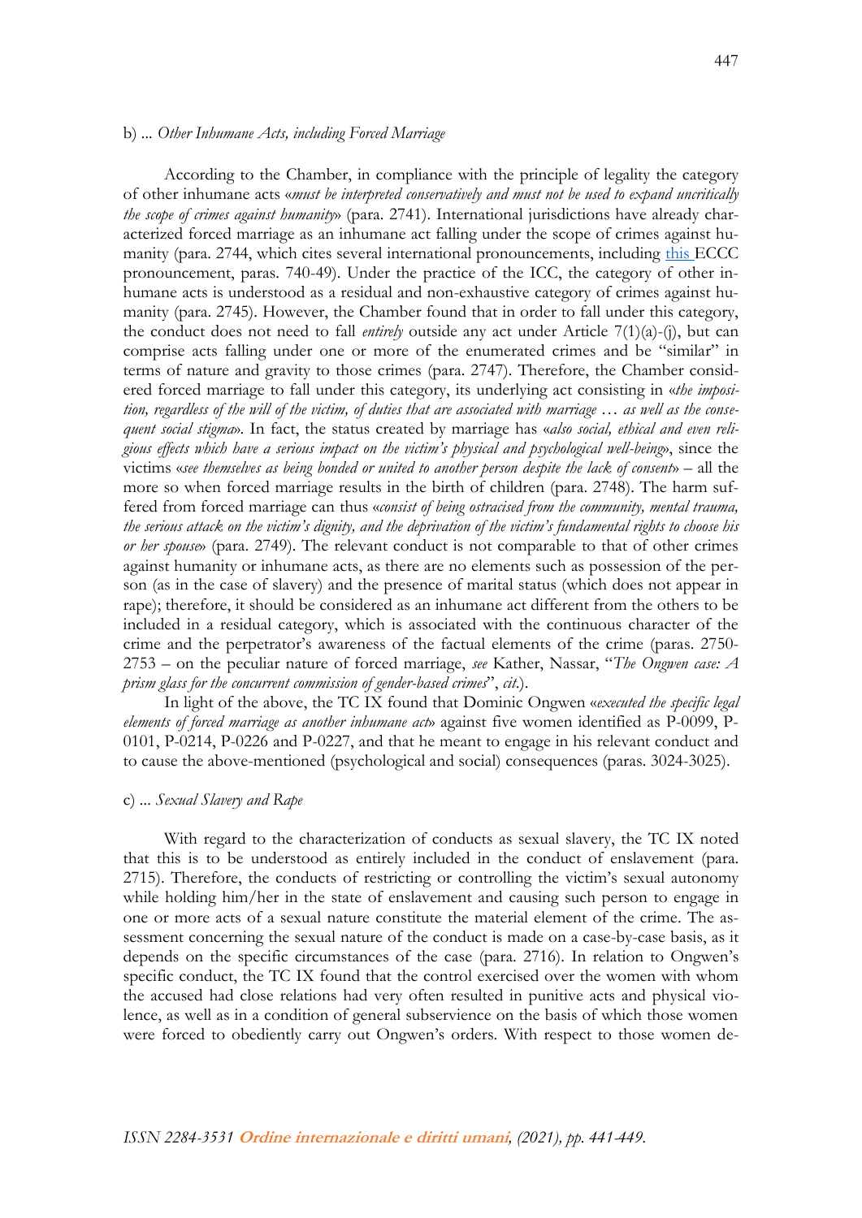b) ... *Other Inhumane Acts, including Forced Marriage*

According to the Chamber, in compliance with the principle of legality the category of other inhumane acts «*must be interpreted conservatively and must not be used to expand uncritically the scope of crimes against humanity*» (para. 2741). International jurisdictions have already characterized forced marriage as an inhumane act falling under the scope of crimes against humanity (para. 2744, which cites several international pronouncements, including [this](#) ECCC pronouncement, paras. 740-49). Under the practice of the ICC, the category of other inhumane acts is understood as a residual and non-exhaustive category of crimes against humanity (para. 2745). However, the Chamber found that in order to fall under this category, the conduct does not need to fall *entirely* outside any act under Article 7(1)(a)-(j), but can comprise acts falling under one or more of the enumerated crimes and be "similar" in terms of nature and gravity to those crimes (para. 2747). Therefore, the Chamber considered forced marriage to fall under this category, its underlying act consisting in «*the imposition, regardless of the will of the victim, of duties that are associated with marriage … as well as the consequent social stigma*». In fact, the status created by marriage has «*also social, ethical and even religious effects which have a serious impact on the victim's physical and psychological well-being*», since the victims «*see themselves as being bonded or united to another person despite the lack of consent*» – all the more so when forced marriage results in the birth of children (para. 2748). The harm suffered from forced marriage can thus «*consist of being ostracised from the community, mental trauma, the serious attack on the victim's dignity, and the deprivation of the victim's fundamental rights to choose his or her spouse*» (para. 2749). The relevant conduct is not comparable to that of other crimes against humanity or inhumane acts, as there are no elements such as possession of the person (as in the case of slavery) and the presence of marital status (which does not appear in rape); therefore, it should be considered as an inhumane act different from the others to be included in a residual category, which is associated with the continuous character of the crime and the perpetrator's awareness of the factual elements of the crime (paras. 2750-2753 – on the peculiar nature of forced marriage, *see* Kather, Nassar, "*The Ongwen case: A prism glass for the concurrent commission of gender-based crimes*", *cit.*).

In light of the above, the TC IX found that Dominic Ongwen «*executed the specific legal elements of forced marriage as another inhumane act*» against five women identified as P-0099, P-0101, P-0214, P-0226 and P-0227, and that he meant to engage in his relevant conduct and to cause the above-mentioned (psychological and social) consequences (paras. 3024-3025).

c) ... *Sexual Slavery and Rape*

With regard to the characterization of conducts as sexual slavery, the TC IX noted that this is to be understood as entirely included in the conduct of enslavement (para. 2715). Therefore, the conducts of restricting or controlling the victim's sexual autonomy while holding him/her in the state of enslavement and causing such person to engage in one or more acts of a sexual nature constitute the material element of the crime. The assessment concerning the sexual nature of the conduct is made on a case-by-case basis, as it depends on the specific circumstances of the case (para. 2716). In relation to Ongwen's specific conduct, the TC IX found that the control exercised over the women with whom the accused had close relations had very often resulted in punitive acts and physical violence, as well as in a condition of general subservience on the basis of which those women were forced to obediently carry out Ongwen's orders. With respect to those women de-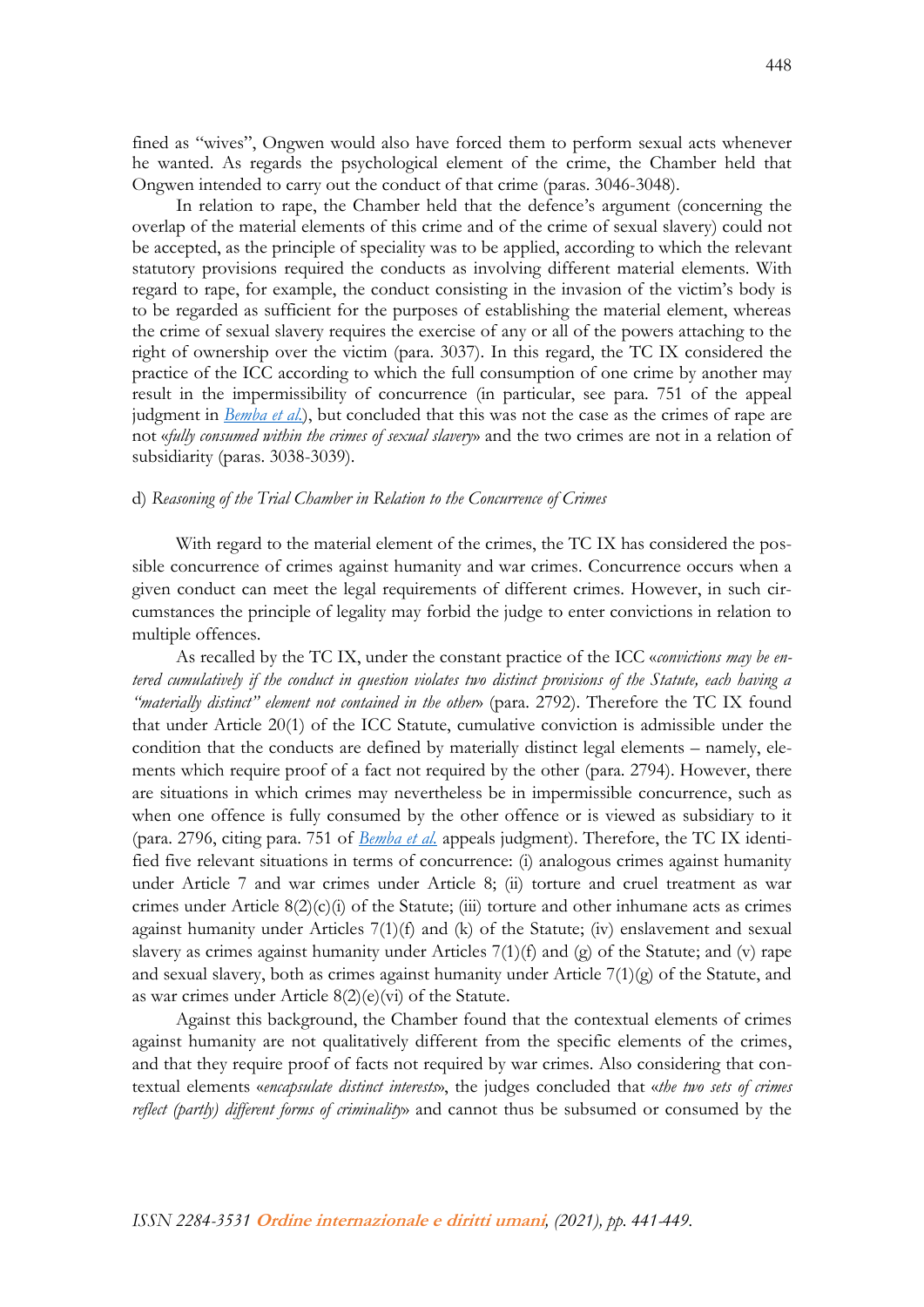fined as "wives", Ongwen would also have forced them to perform sexual acts whenever he wanted. As regards the psychological element of the crime, the Chamber held that Ongwen intended to carry out the conduct of that crime (paras. 3046-3048).

In relation to rape, the Chamber held that the defence's argument (concerning the overlap of the material elements of this crime and of the crime of sexual slavery) could not be accepted, as the principle of speciality was to be applied, according to which the relevant statutory provisions required the conducts as involving different material elements. With regard to rape, for example, the conduct consisting in the invasion of the victim's body is to be regarded as sufficient for the purposes of establishing the material element, whereas the crime of sexual slavery requires the exercise of any or all of the powers attaching to the right of ownership over the victim (para. 3037). In this regard, the TC IX considered the practice of the ICC according to which the full consumption of one crime by another may result in the impermissibility of concurrence (in particular, see para. 751 of the appeal judgment in [*Bemba et al.*](#)), but concluded that this was not the case as the crimes of rape are not «*fully consumed within the crimes of sexual slavery*» and the two crimes are not in a relation of subsidiarity (paras. 3038-3039).

### d) *Reasoning of the Trial Chamber in Relation to the Concurrence of Crimes*

With regard to the material element of the crimes, the TC IX has considered the possible concurrence of crimes against humanity and war crimes. Concurrence occurs when a given conduct can meet the legal requirements of different crimes. However, in such circumstances the principle of legality may forbid the judge to enter convictions in relation to multiple offences.

As recalled by the TC IX, under the constant practice of the ICC «*convictions may be entered cumulatively if the conduct in question violates two distinct provisions of the Statute, each having a "materially distinct" element not contained in the other*» (para. 2792). Therefore the TC IX found that under Article 20(1) of the ICC Statute, cumulative conviction is admissible under the condition that the conducts are defined by materially distinct legal elements – namely, elements which require proof of a fact not required by the other (para. 2794). However, there are situations in which crimes may nevertheless be in impermissible concurrence, such as when one offence is fully consumed by the other offence or is viewed as subsidiary to it (para. 2796, citing para. 751 of [*Bemba et al.*](#) appeals judgment). Therefore, the TC IX identified five relevant situations in terms of concurrence: (i) analogous crimes against humanity under Article 7 and war crimes under Article 8; (ii) torture and cruel treatment as war crimes under Article 8(2)(c)(i) of the Statute; (iii) torture and other inhumane acts as crimes against humanity under Articles 7(1)(f) and (k) of the Statute; (iv) enslavement and sexual slavery as crimes against humanity under Articles 7(1)(f) and (g) of the Statute; and (v) rape and sexual slavery, both as crimes against humanity under Article 7(1)(g) of the Statute, and as war crimes under Article 8(2)(e)(vi) of the Statute.

Against this background, the Chamber found that the contextual elements of crimes against humanity are not qualitatively different from the specific elements of the crimes, and that they require proof of facts not required by war crimes. Also considering that contextual elements «*encapsulate distinct interests*», the judges concluded that «*the two sets of crimes reflect (partly) different forms of criminality*» and cannot thus be subsumed or consumed by the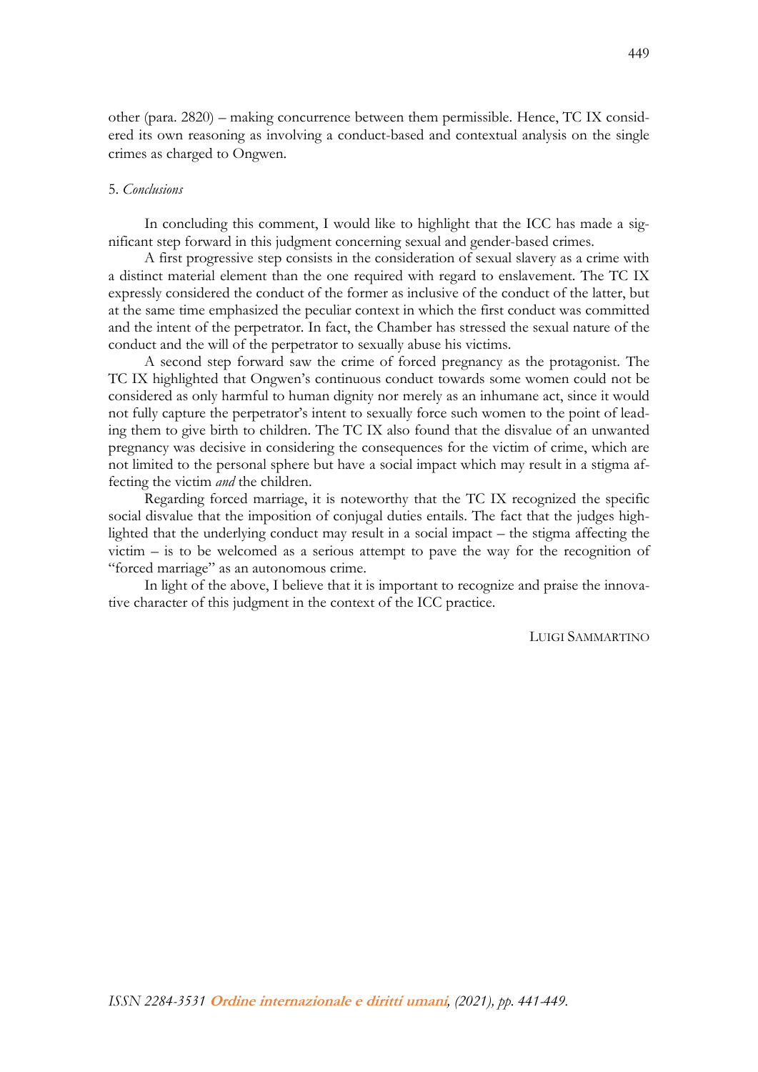other (para. 2820) – making concurrence between them permissible. Hence, TC IX considered its own reasoning as involving a conduct-based and contextual analysis on the single crimes as charged to Ongwen.

## 5. *Conclusions*

In concluding this comment, I would like to highlight that the ICC has made a significant step forward in this judgment concerning sexual and gender-based crimes.

A first progressive step consists in the consideration of sexual slavery as a crime with a distinct material element than the one required with regard to enslavement. The TC IX expressly considered the conduct of the former as inclusive of the conduct of the latter, but at the same time emphasized the peculiar context in which the first conduct was committed and the intent of the perpetrator. In fact, the Chamber has stressed the sexual nature of the conduct and the will of the perpetrator to sexually abuse his victims.

A second step forward saw the crime of forced pregnancy as the protagonist. The TC IX highlighted that Ongwen's continuous conduct towards some women could not be considered as only harmful to human dignity nor merely as an inhumane act, since it would not fully capture the perpetrator's intent to sexually force such women to the point of leading them to give birth to children. The TC IX also found that the disvalue of an unwanted pregnancy was decisive in considering the consequences for the victim of crime, which are not limited to the personal sphere but have a social impact which may result in a stigma affecting the victim *and* the children.

Regarding forced marriage, it is noteworthy that the TC IX recognized the specific social disvalue that the imposition of conjugal duties entails. The fact that the judges highlighted that the underlying conduct may result in a social impact – the stigma affecting the victim – is to be welcomed as a serious attempt to pave the way for the recognition of "forced marriage" as an autonomous crime.

In light of the above, I believe that it is important to recognize and praise the innovative character of this judgment in the context of the ICC practice.

LUIGI SAMMARTINO